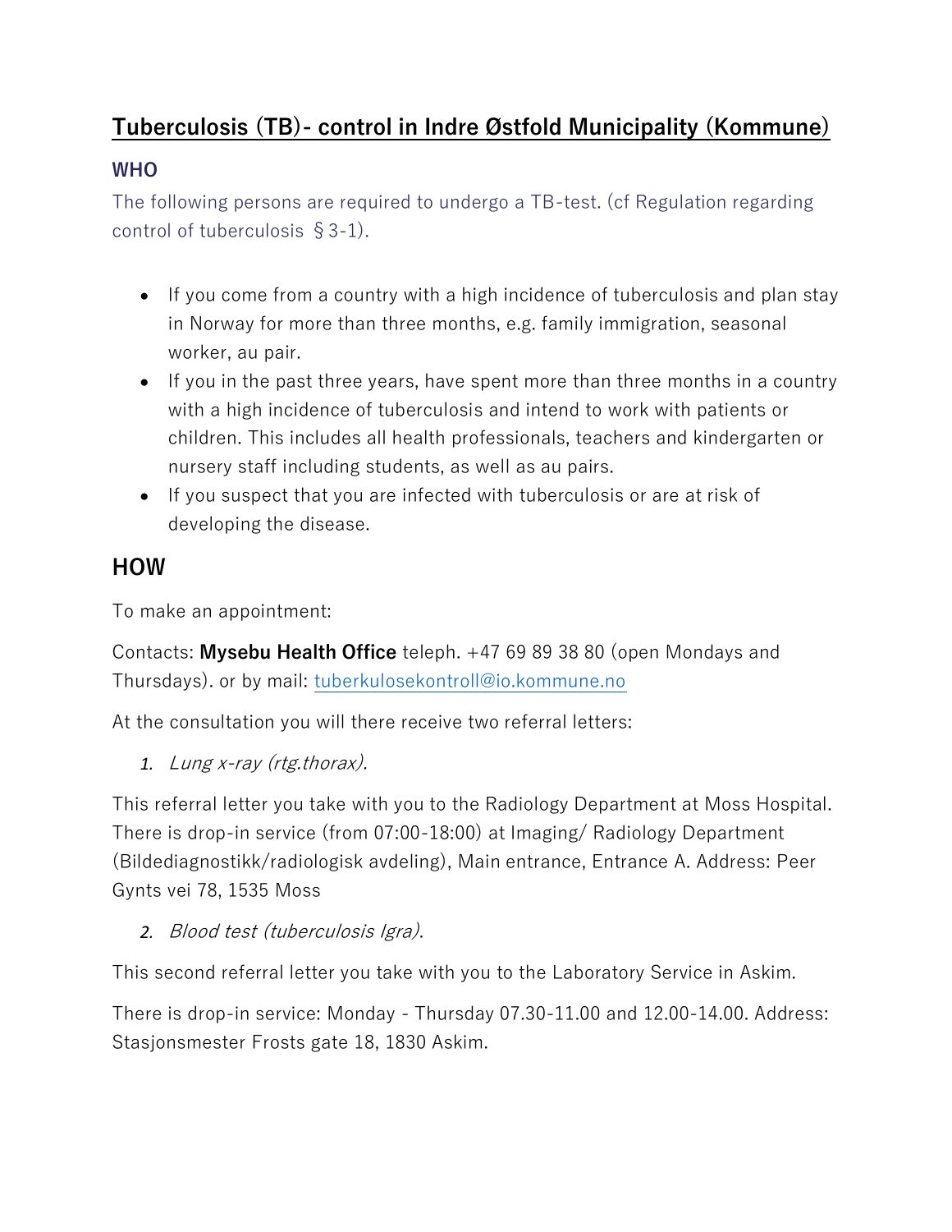# Tuberculosis (TB)- control in Indre Østfold Municipality (Kommune)

### WHO

The following persons are required to undergo a TB-test. (cf Regulation regarding control of tuberculosis §3-1).

- If you come from a country with a high incidence of tuberculosis and plan stay in Norway for more than three months, e.g. family immigration, seasonal worker, au pair.
- If you in the past three years, have spent more than three months in a country with a high incidence of tuberculosis and intend to work with patients or children. This includes all health professionals, teachers and kindergarten or nursery staff including students, as well as au pairs.
- If you suspect that you are infected with tuberculosis or are at risk of developing the disease.

## HOW

To make an appointment:

Contacts: **Mysebu Health Office** teleph. +47 69 89 38 80 (open Mondays and Thursdays). or by mail: tuberkulosekontroll@io.kommune.no

At the consultation you will there receive two referral letters:

1. *Lung x-ray (rtg.thorax).*

This referral letter you take with you to the Radiology Department at Moss Hospital. There is drop-in service (from 07:00-18:00) at Imaging/ Radiology Department (Bildediagnostikk/radiologisk avdeling), Main entrance, Entrance A. Address: Peer Gynts vei 78, 1535 Moss

2. *Blood test (tuberculosis Igra).*

This second referral letter you take with you to the Laboratory Service in Askim.

There is drop-in service: Monday - Thursday 07.30-11.00 and 12.00-14.00. Address: Stasjonsmester Frosts gate 18, 1830 Askim.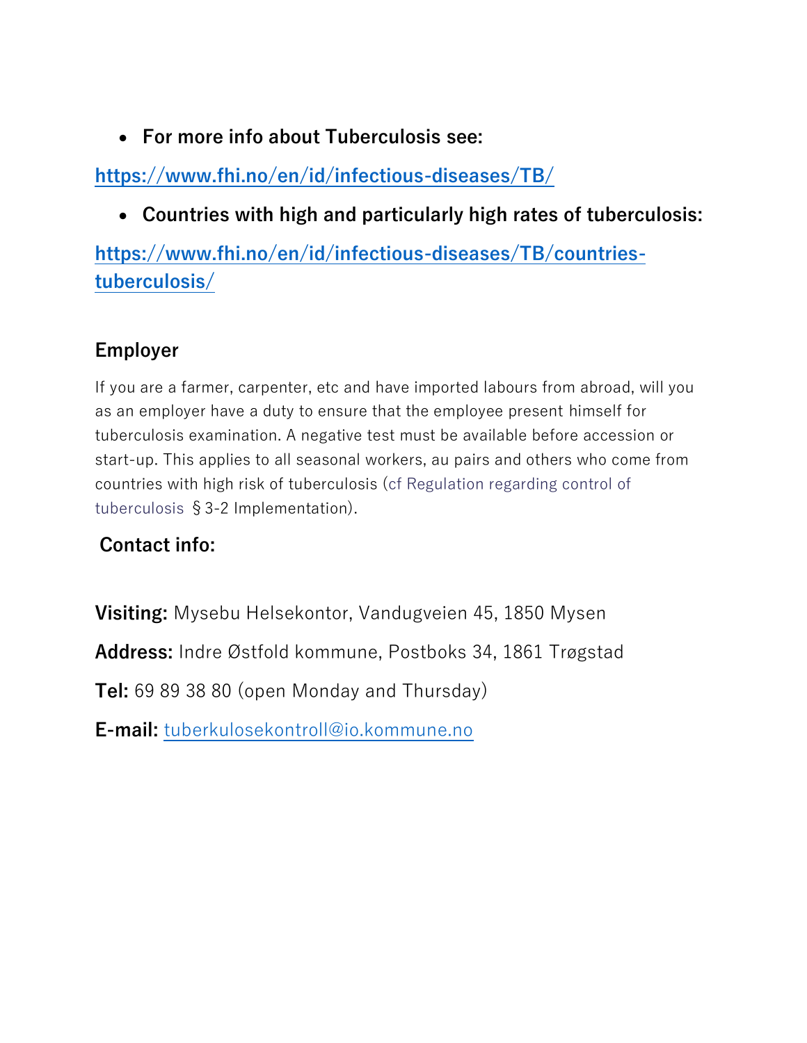- **For more info about Tuberculosis see:**

**https://www.fhi.no/en/id/infectious-diseases/TB/**

- **Countries with high and particularly high rates of tuberculosis:**

**https://www.fhi.no/en/id/infectious-diseases/TB/countries-tuberculosis/**

## Employer

If you are a farmer, carpenter, etc and have imported labours from abroad, will you as an employer have a duty to ensure that the employee present himself for tuberculosis examination. A negative test must be available before accession or start-up. This applies to all seasonal workers, au pairs and others who come from countries with high risk of tuberculosis (cf Regulation regarding control of tuberculosis §3-2 Implementation).

## Contact info:

**Visiting:** Mysebu Helsekontor, Vandugveien 45, 1850 Mysen

**Address:** Indre Østfold kommune, Postboks 34, 1861 Trøgstad

**Tel:** 69 89 38 80 (open Monday and Thursday)

**E-mail:** tuberkulosekontroll@io.kommune.no